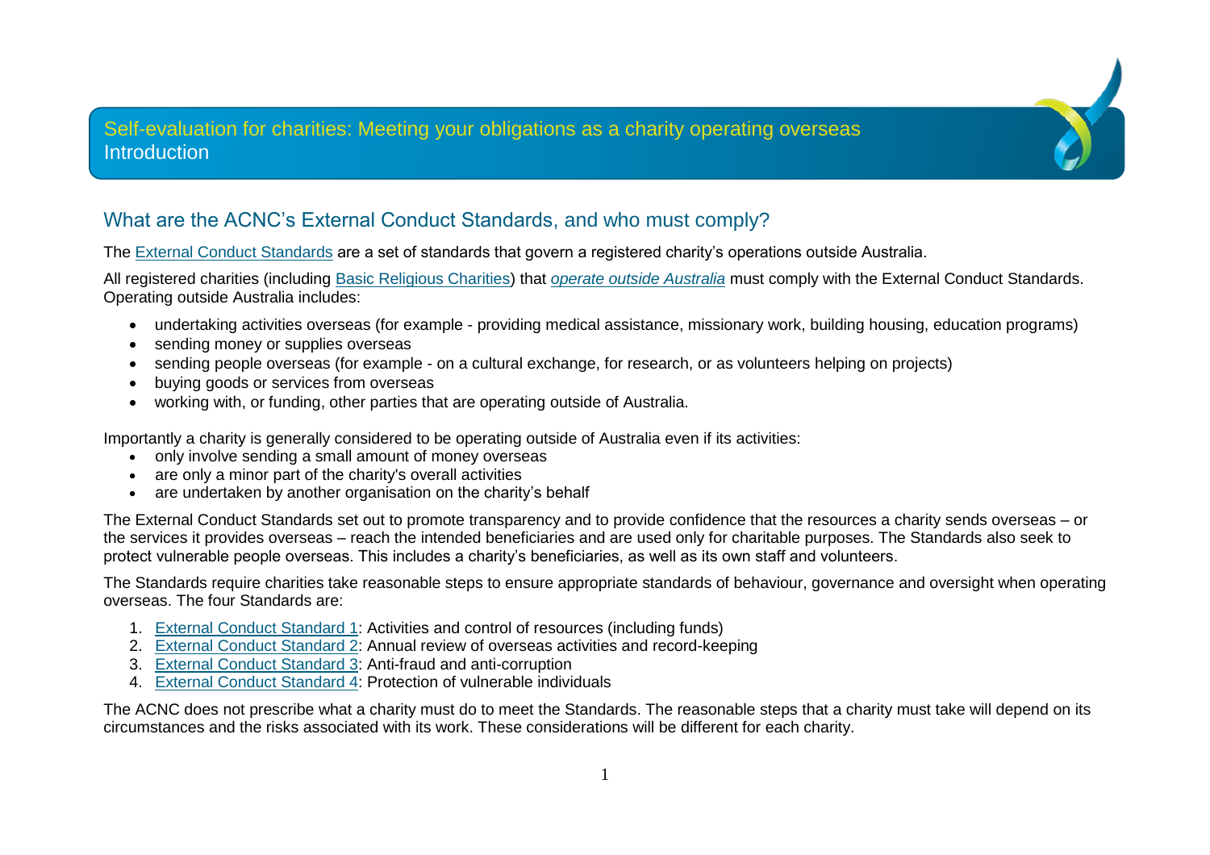# Self-evaluation for charities: Meeting your obligations as a charity operating overseas

## Introduction

## What are the ACNC's External Conduct Standards, and who must comply?

The External Conduct Standards are a set of standards that govern a registered charity's operations outside Australia.

All registered charities (including Basic Religious Charities) that *operate outside Australia* must comply with the External Conduct Standards. Operating outside Australia includes:

- undertaking activities overseas (for example - providing medical assistance, missionary work, building housing, education programs)
- sending money or supplies overseas
- sending people overseas (for example - on a cultural exchange, for research, or as volunteers helping on projects)
- buying goods or services from overseas
- working with, or funding, other parties that are operating outside of Australia.

Importantly a charity is generally considered to be operating outside of Australia even if its activities:

- only involve sending a small amount of money overseas
- are only a minor part of the charity's overall activities
- are undertaken by another organisation on the charity's behalf

The External Conduct Standards set out to promote transparency and to provide confidence that the resources a charity sends overseas – or the services it provides overseas – reach the intended beneficiaries and are used only for charitable purposes. The Standards also seek to protect vulnerable people overseas. This includes a charity's beneficiaries, as well as its own staff and volunteers.

The Standards require charities take reasonable steps to ensure appropriate standards of behaviour, governance and oversight when operating overseas. The four Standards are:

1. External Conduct Standard 1: Activities and control of resources (including funds)
2. External Conduct Standard 2: Annual review of overseas activities and record-keeping
3. External Conduct Standard 3: Anti-fraud and anti-corruption
4. External Conduct Standard 4: Protection of vulnerable individuals

The ACNC does not prescribe what a charity must do to meet the Standards. The reasonable steps that a charity must take will depend on its circumstances and the risks associated with its work. These considerations will be different for each charity.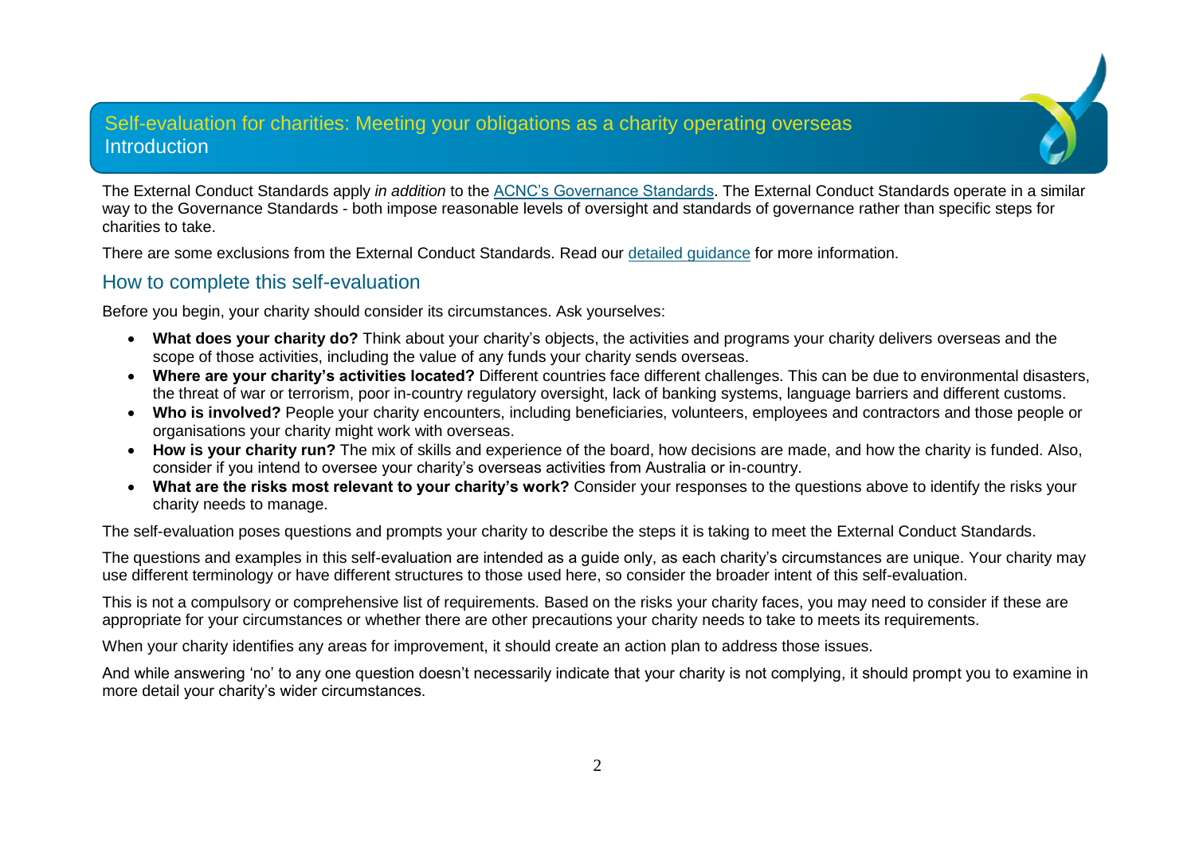# Self-evaluation for charities: Meeting your obligations as a charity operating overseas

## Introduction

The External Conduct Standards apply *in addition* to the ACNC's Governance Standards. The External Conduct Standards operate in a similar way to the Governance Standards - both impose reasonable levels of oversight and standards of governance rather than specific steps for charities to take.

There are some exclusions from the External Conduct Standards. Read our detailed guidance for more information.

## How to complete this self-evaluation

Before you begin, your charity should consider its circumstances. Ask yourselves:

- **What does your charity do?** Think about your charity's objects, the activities and programs your charity delivers overseas and the scope of those activities, including the value of any funds your charity sends overseas.
- **Where are your charity's activities located?** Different countries face different challenges. This can be due to environmental disasters, the threat of war or terrorism, poor in-country regulatory oversight, lack of banking systems, language barriers and different customs.
- **Who is involved?** People your charity encounters, including beneficiaries, volunteers, employees and contractors and those people or organisations your charity might work with overseas.
- **How is your charity run?** The mix of skills and experience of the board, how decisions are made, and how the charity is funded. Also, consider if you intend to oversee your charity's overseas activities from Australia or in-country.
- **What are the risks most relevant to your charity's work?** Consider your responses to the questions above to identify the risks your charity needs to manage.

The self-evaluation poses questions and prompts your charity to describe the steps it is taking to meet the External Conduct Standards.

The questions and examples in this self-evaluation are intended as a guide only, as each charity's circumstances are unique. Your charity may use different terminology or have different structures to those used here, so consider the broader intent of this self-evaluation.

This is not a compulsory or comprehensive list of requirements. Based on the risks your charity faces, you may need to consider if these are appropriate for your circumstances or whether there are other precautions your charity needs to take to meets its requirements.

When your charity identifies any areas for improvement, it should create an action plan to address those issues.

And while answering 'no' to any one question doesn't necessarily indicate that your charity is not complying, it should prompt you to examine in more detail your charity's wider circumstances.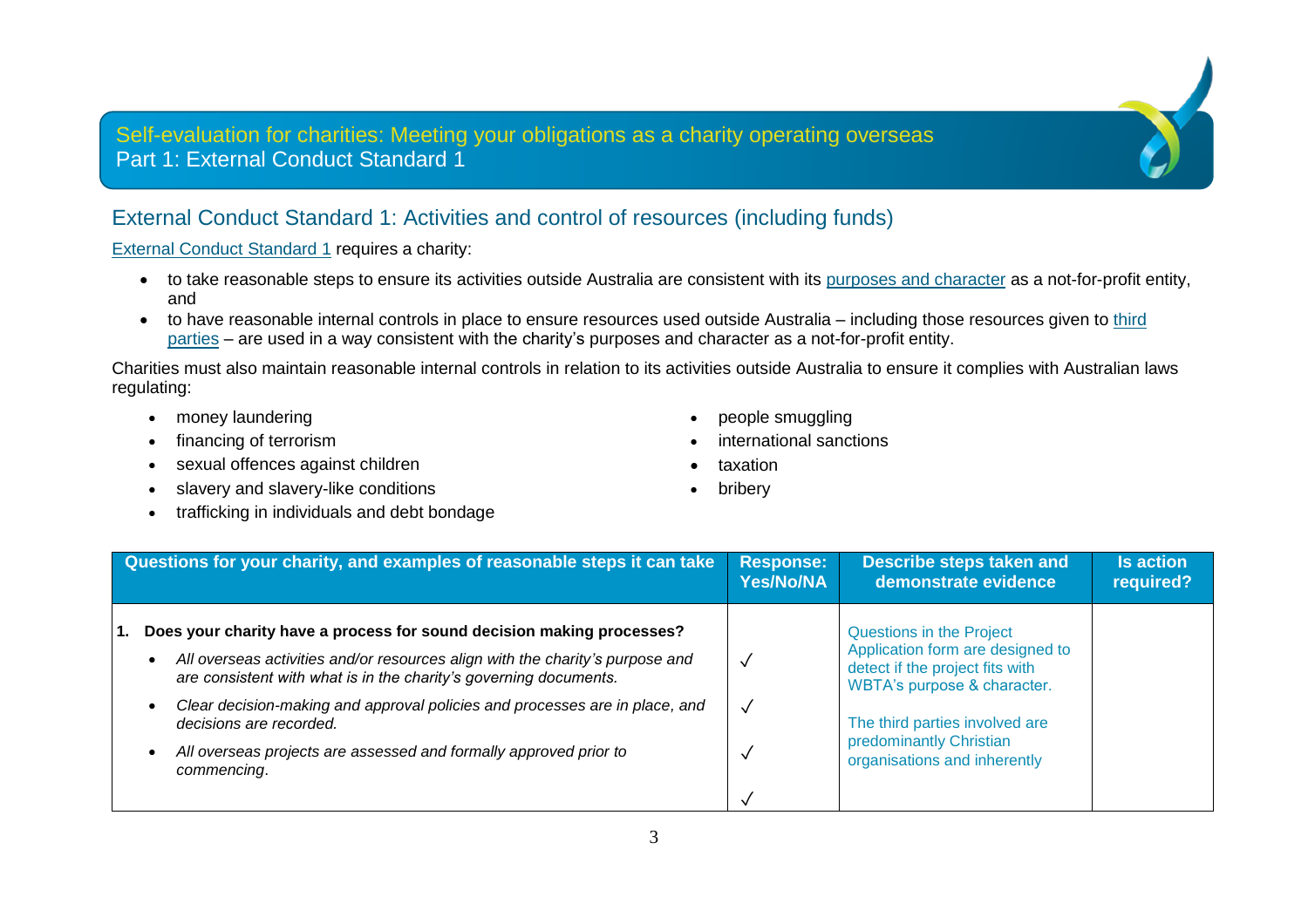Self-evaluation for charities: Meeting your obligations as a charity operating overseas
Part 1: External Conduct Standard 1

## External Conduct Standard 1: Activities and control of resources (including funds)

External Conduct Standard 1 requires a charity:

- to take reasonable steps to ensure its activities outside Australia are consistent with its purposes and character as a not-for-profit entity, and
- to have reasonable internal controls in place to ensure resources used outside Australia – including those resources given to third parties – are used in a way consistent with the charity's purposes and character as a not-for-profit entity.

Charities must also maintain reasonable internal controls in relation to its activities outside Australia to ensure it complies with Australian laws regulating:

- money laundering
- financing of terrorism
- sexual offences against children
- slavery and slavery-like conditions
- trafficking in individuals and debt bondage
- people smuggling
- international sanctions
- taxation
- bribery

| Questions for your charity, and examples of reasonable steps it can take | Response: Yes/No/NA | Describe steps taken and demonstrate evidence | Is action required? |
|---|---|---|---|
| **1. Does your charity have a process for sound decision making processes?** | | Questions in the Project Application form are designed to detect if the project fits with WBTA's purpose & character. | |
| - *All overseas activities and/or resources align with the charity's purpose and are consistent with what is in the charity's governing documents.* | ✓ | | |
| - *Clear decision-making and approval policies and processes are in place, and decisions are recorded.* | ✓ | The third parties involved are predominantly Christian organisations and inherently | |
| - *All overseas projects are assessed and formally approved prior to commencing.* | ✓ | | |
| | ✓ | | |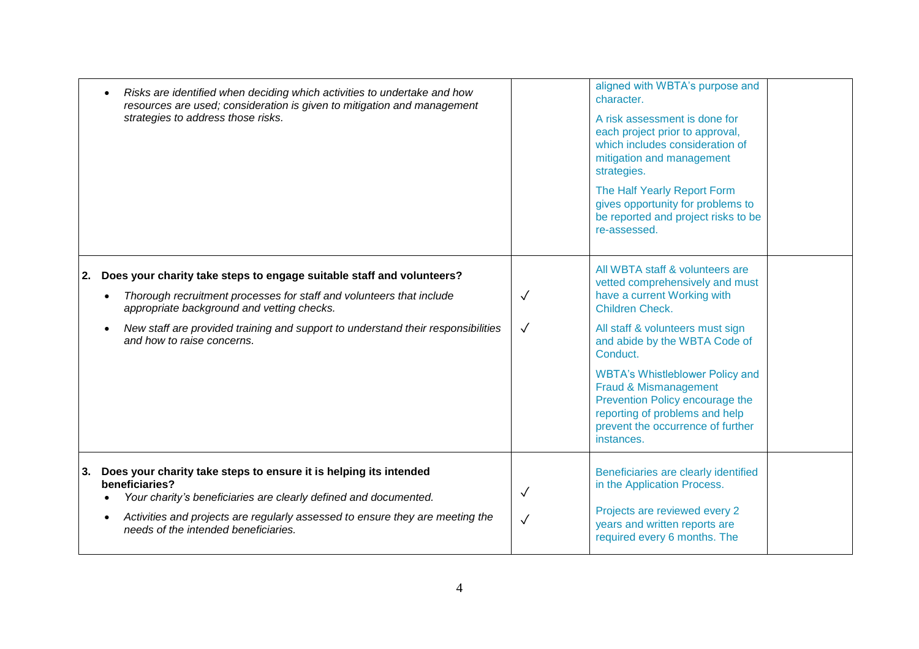| | | | |
|---|---|---|---|
| • *Risks are identified when deciding which activities to undertake and how resources are used; consideration is given to mitigation and management strategies to address those risks.* | | aligned with WBTA's purpose and character.<br><br>A risk assessment is done for each project prior to approval, which includes consideration of mitigation and management strategies.<br><br>The Half Yearly Report Form gives opportunity for problems to be reported and project risks to be re-assessed. | |
| **2. Does your charity take steps to engage suitable staff and volunteers?**<br><br>• *Thorough recruitment processes for staff and volunteers that include appropriate background and vetting checks.*<br><br>• *New staff are provided training and support to understand their responsibilities and how to raise concerns.* | <br><br>✓<br><br>✓ | All WBTA staff & volunteers are vetted comprehensively and must have a current Working with Children Check.<br><br>All staff & volunteers must sign and abide by the WBTA Code of Conduct.<br><br>WBTA's Whistleblower Policy and Fraud & Mismanagement Prevention Policy encourage the reporting of problems and help prevent the occurrence of further instances. | |
| **3. Does your charity take steps to ensure it is helping its intended beneficiaries?**<br><br>• *Your charity's beneficiaries are clearly defined and documented.*<br><br>• *Activities and projects are regularly assessed to ensure they are meeting the needs of the intended beneficiaries.* | <br><br>✓<br><br>✓ | Beneficiaries are clearly identified in the Application Process.<br><br>Projects are reviewed every 2 years and written reports are required every 6 months. The | |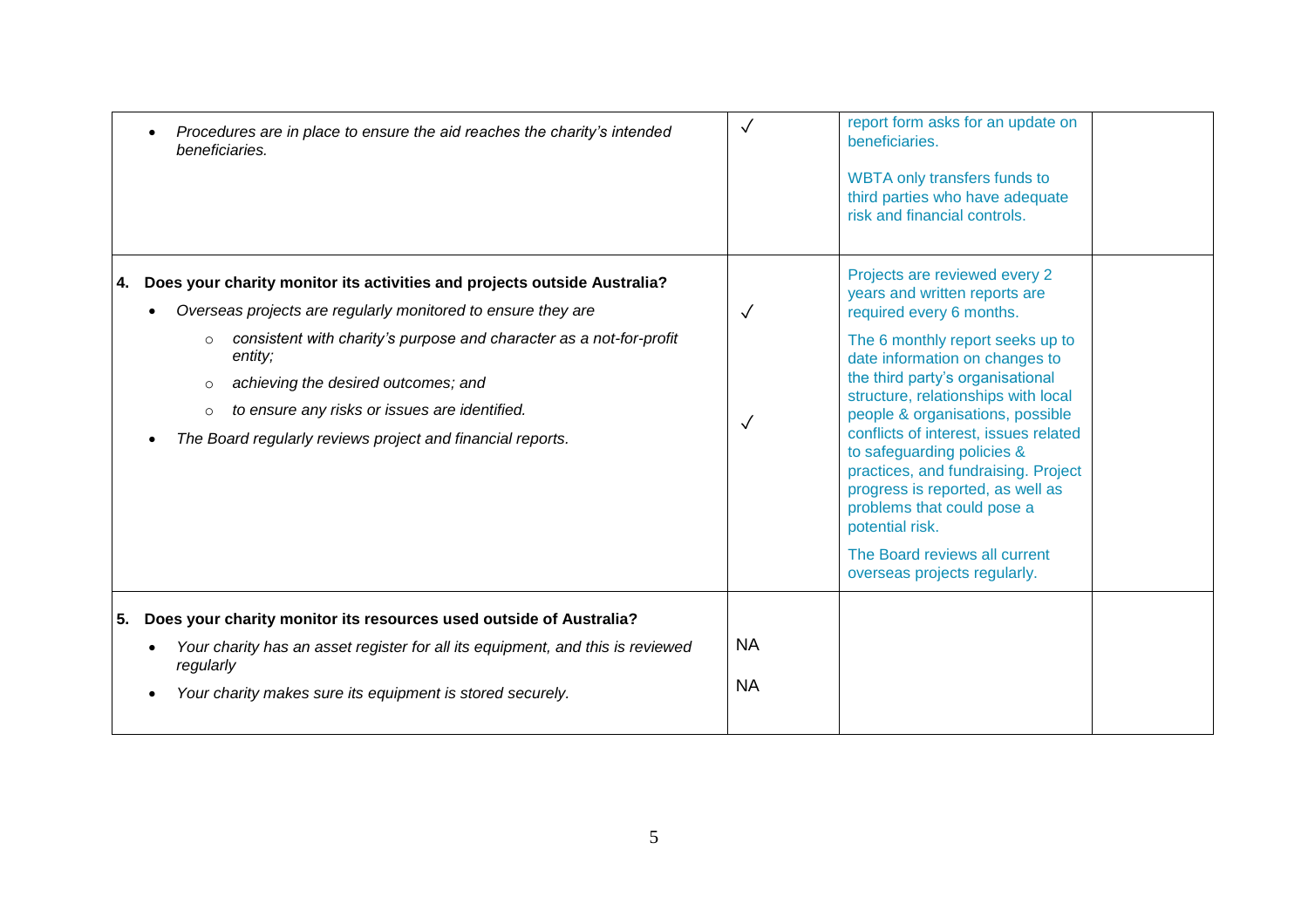| | | | |
|---|---|---|---|
| • *Procedures are in place to ensure the aid reaches the charity's intended beneficiaries.* | ✓ | report form asks for an update on beneficiaries.<br><br>WBTA only transfers funds to third parties who have adequate risk and financial controls. | |
| **4. Does your charity monitor its activities and projects outside Australia?**<br>• *Overseas projects are regularly monitored to ensure they are*<br>  ○ *consistent with charity's purpose and character as a not-for-profit entity;*<br>  ○ *achieving the desired outcomes; and*<br>  ○ *to ensure any risks or issues are identified.*<br>• *The Board regularly reviews project and financial reports.* | ✓<br><br>✓ | Projects are reviewed every 2 years and written reports are required every 6 months.<br><br>The 6 monthly report seeks up to date information on changes to the third party's organisational structure, relationships with local people & organisations, possible conflicts of interest, issues related to safeguarding policies & practices, and fundraising. Project progress is reported, as well as problems that could pose a potential risk.<br><br>The Board reviews all current overseas projects regularly. | |
| **5. Does your charity monitor its resources used outside of Australia?**<br>• *Your charity has an asset register for all its equipment, and this is reviewed regularly*<br>• *Your charity makes sure its equipment is stored securely.* | NA<br><br>NA | | |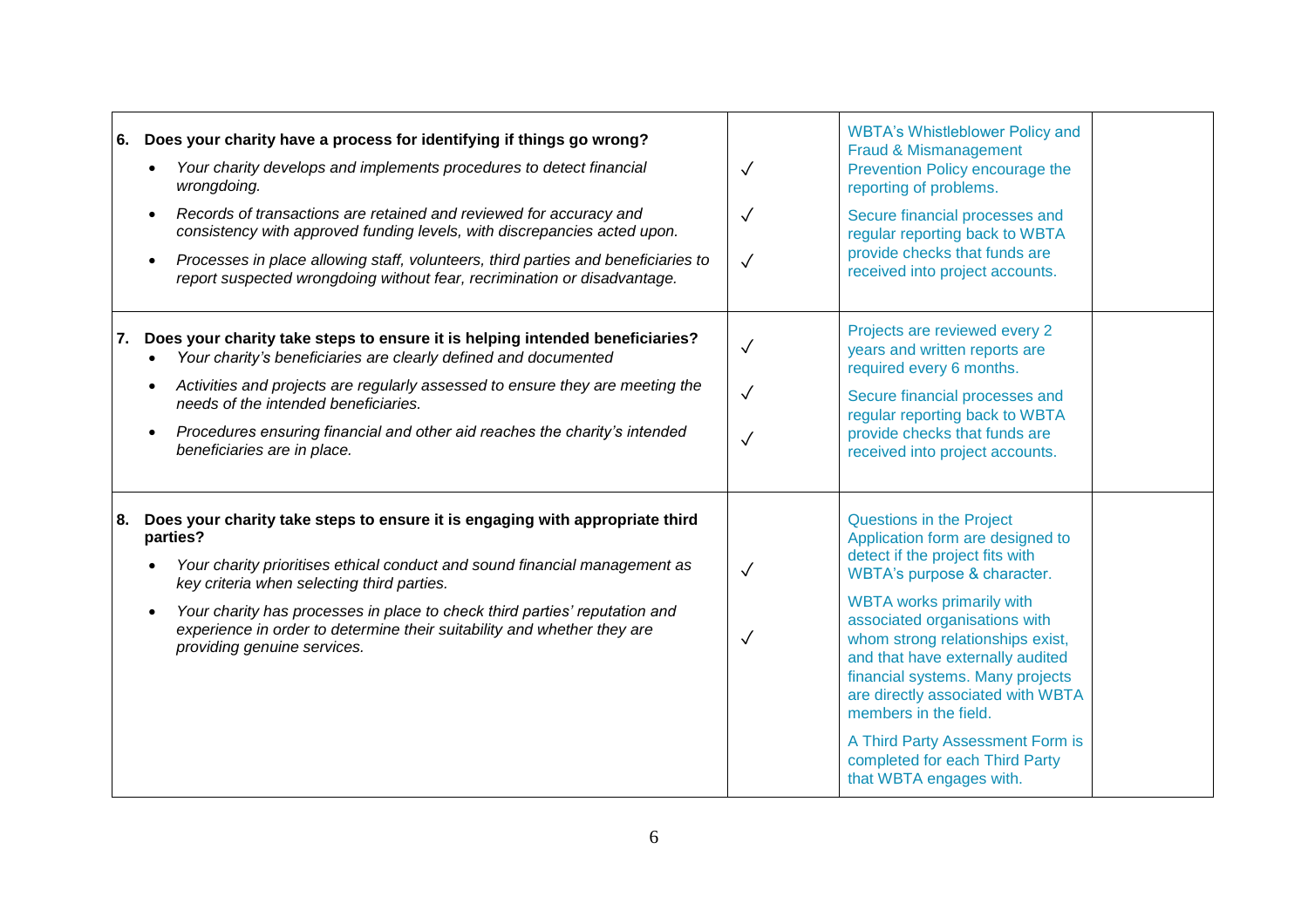| | | | |
|---|---|---|---|
| **6. Does your charity have a process for identifying if things go wrong?**<br>• *Your charity develops and implements procedures to detect financial wrongdoing.*<br>• *Records of transactions are retained and reviewed for accuracy and consistency with approved funding levels, with discrepancies acted upon.*<br>• *Processes in place allowing staff, volunteers, third parties and beneficiaries to report suspected wrongdoing without fear, recrimination or disadvantage.* | ✓<br>✓<br>✓ | WBTA's Whistleblower Policy and Fraud & Mismanagement Prevention Policy encourage the reporting of problems.<br>Secure financial processes and regular reporting back to WBTA provide checks that funds are received into project accounts. | |
| **7. Does your charity take steps to ensure it is helping intended beneficiaries?**<br>• *Your charity's beneficiaries are clearly defined and documented*<br>• *Activities and projects are regularly assessed to ensure they are meeting the needs of the intended beneficiaries.*<br>• *Procedures ensuring financial and other aid reaches the charity's intended beneficiaries are in place.* | ✓<br>✓<br>✓ | Projects are reviewed every 2 years and written reports are required every 6 months.<br>Secure financial processes and regular reporting back to WBTA provide checks that funds are received into project accounts. | |
| **8. Does your charity take steps to ensure it is engaging with appropriate third parties?**<br>• *Your charity prioritises ethical conduct and sound financial management as key criteria when selecting third parties.*<br>• *Your charity has processes in place to check third parties' reputation and experience in order to determine their suitability and whether they are providing genuine services.* | ✓<br>✓ | Questions in the Project Application form are designed to detect if the project fits with WBTA's purpose & character.<br>WBTA works primarily with associated organisations with whom strong relationships exist, and that have externally audited financial systems. Many projects are directly associated with WBTA members in the field.<br>A Third Party Assessment Form is completed for each Third Party that WBTA engages with. | |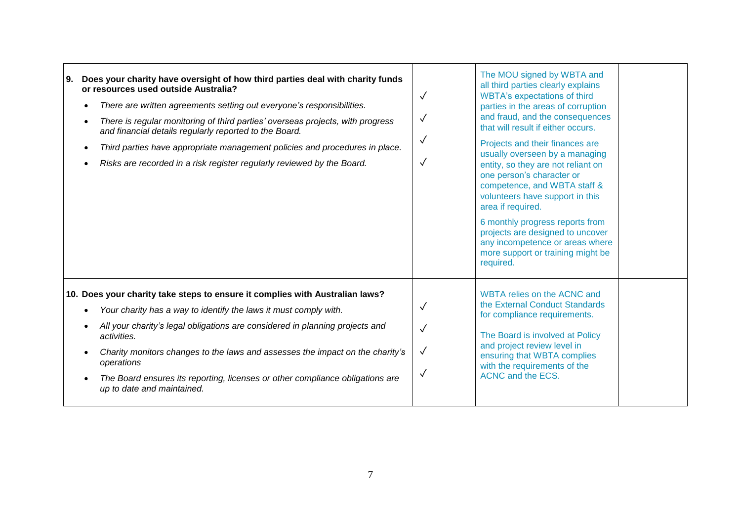| | | | |
|---|---|---|---|
| **9. Does your charity have oversight of how third parties deal with charity funds or resources used outside Australia?**<br>• *There are written agreements setting out everyone's responsibilities.*<br>• *There is regular monitoring of third parties' overseas projects, with progress and financial details regularly reported to the Board.*<br>• *Third parties have appropriate management policies and procedures in place.*<br>• *Risks are recorded in a risk register regularly reviewed by the Board.* | ✓<br>✓<br>✓<br>✓ | The MOU signed by WBTA and all third parties clearly explains WBTA's expectations of third parties in the areas of corruption and fraud, and the consequences that will result if either occurs.<br><br>Projects and their finances are usually overseen by a managing entity, so they are not reliant on one person's character or competence, and WBTA staff & volunteers have support in this area if required.<br><br>6 monthly progress reports from projects are designed to uncover any incompetence or areas where more support or training might be required. | |
| **10. Does your charity take steps to ensure it complies with Australian laws?**<br>• *Your charity has a way to identify the laws it must comply with.*<br>• *All your charity's legal obligations are considered in planning projects and activities.*<br>• *Charity monitors changes to the laws and assesses the impact on the charity's operations*<br>• *The Board ensures its reporting, licenses or other compliance obligations are up to date and maintained.* | ✓<br>✓<br>✓<br>✓ | WBTA relies on the ACNC and the External Conduct Standards for compliance requirements.<br><br>The Board is involved at Policy and project review level in ensuring that WBTA complies with the requirements of the ACNC and the ECS. | |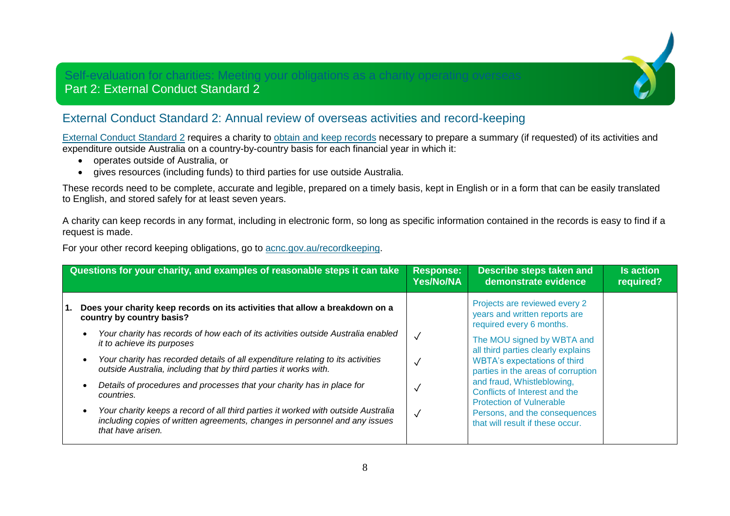Self-evaluation for charities: Meeting your obligations as a charity operating overseas
Part 2: External Conduct Standard 2

## External Conduct Standard 2: Annual review of overseas activities and record-keeping

External Conduct Standard 2 requires a charity to obtain and keep records necessary to prepare a summary (if requested) of its activities and expenditure outside Australia on a country-by-country basis for each financial year in which it:

- operates outside of Australia, or
- gives resources (including funds) to third parties for use outside Australia.

These records need to be complete, accurate and legible, prepared on a timely basis, kept in English or in a form that can be easily translated to English, and stored safely for at least seven years.

A charity can keep records in any format, including in electronic form, so long as specific information contained in the records is easy to find if a request is made.

For your other record keeping obligations, go to acnc.gov.au/recordkeeping.

| Questions for your charity, and examples of reasonable steps it can take | Response: Yes/No/NA | Describe steps taken and demonstrate evidence | Is action required? |
|---|---|---|---|
| **1. Does your charity keep records on its activities that allow a breakdown on a country by country basis?** | | Projects are reviewed every 2 years and written reports are required every 6 months.<br>The MOU signed by WBTA and all third parties clearly explains WBTA's expectations of third parties in the areas of corruption and fraud, Whistleblowing, Conflicts of Interest and the Protection of Vulnerable Persons, and the consequences that will result if these occur. | |
| • *Your charity has records of how each of its activities outside Australia enabled it to achieve its purposes* | ✓ | | |
| • *Your charity has recorded details of all expenditure relating to its activities outside Australia, including that by third parties it works with.* | ✓ | | |
| • *Details of procedures and processes that your charity has in place for countries.* | ✓ | | |
| • *Your charity keeps a record of all third parties it worked with outside Australia including copies of written agreements, changes in personnel and any issues that have arisen.* | ✓ | | |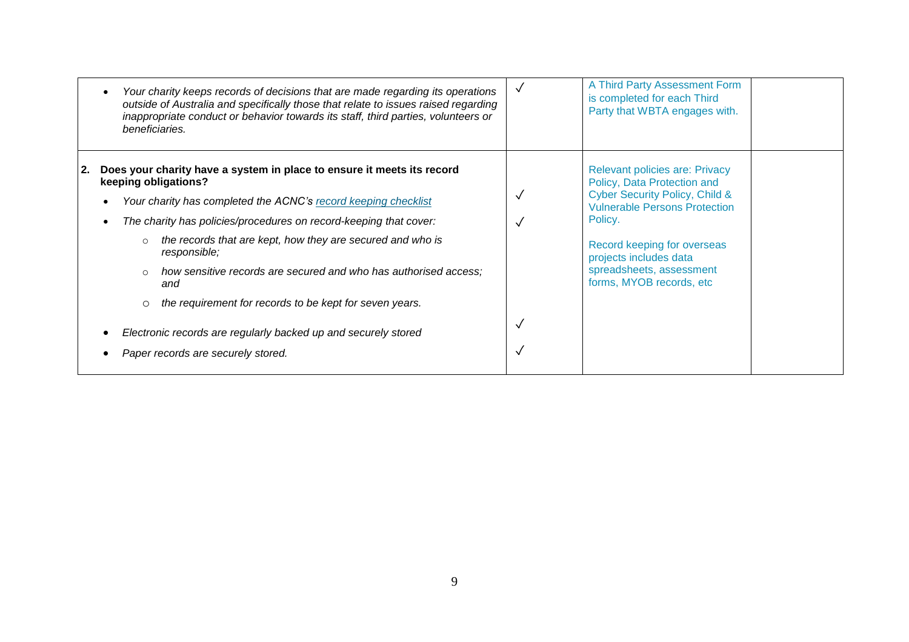| | | | |
|---|---|---|---|
| • *Your charity keeps records of decisions that are made regarding its operations outside of Australia and specifically those that relate to issues raised regarding inappropriate conduct or behavior towards its staff, third parties, volunteers or beneficiaries.* | ✓ | A Third Party Assessment Form is completed for each Third Party that WBTA engages with. | |
| **2. Does your charity have a system in place to ensure it meets its record keeping obligations?**<br>• *Your charity has completed the ACNC's [record keeping checklist]()*<br>• *The charity has policies/procedures on record-keeping that cover:*<br>○ *the records that are kept, how they are secured and who is responsible;*<br>○ *how sensitive records are secured and who has authorised access; and*<br>○ *the requirement for records to be kept for seven years.*<br>• *Electronic records are regularly backed up and securely stored*<br>• *Paper records are securely stored.* | <br>✓<br>✓<br><br><br><br>✓<br>✓ | Relevant policies are: Privacy Policy, Data Protection and Cyber Security Policy, Child & Vulnerable Persons Protection Policy.<br><br>Record keeping for overseas projects includes data spreadsheets, assessment forms, MYOB records, etc | |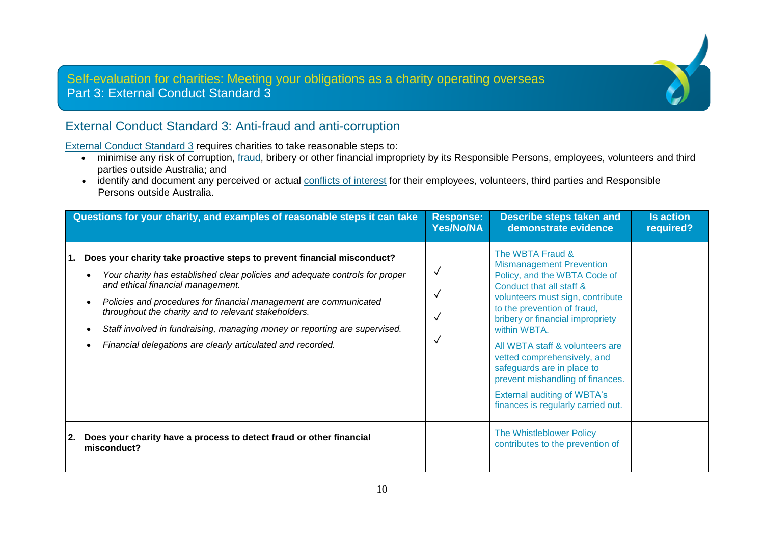Self-evaluation for charities: Meeting your obligations as a charity operating overseas
Part 3: External Conduct Standard 3

## External Conduct Standard 3: Anti-fraud and anti-corruption

External Conduct Standard 3 requires charities to take reasonable steps to:

- minimise any risk of corruption, fraud, bribery or other financial impropriety by its Responsible Persons, employees, volunteers and third parties outside Australia; and
- identify and document any perceived or actual conflicts of interest for their employees, volunteers, third parties and Responsible Persons outside Australia.

| Questions for your charity, and examples of reasonable steps it can take | Response: Yes/No/NA | Describe steps taken and demonstrate evidence | Is action required? |
|---|---|---|---|
| **1. Does your charity take proactive steps to prevent financial misconduct?**<br>• *Your charity has established clear policies and adequate controls for proper and ethical financial management.*<br>• *Policies and procedures for financial management are communicated throughout the charity and to relevant stakeholders.*<br>• *Staff involved in fundraising, managing money or reporting are supervised.*<br>• *Financial delegations are clearly articulated and recorded.* | ✓<br>✓<br>✓<br>✓ | The WBTA Fraud & Mismanagement Prevention Policy, and the WBTA Code of Conduct that all staff & volunteers must sign, contribute to the prevention of fraud, bribery or financial impropriety within WBTA.<br>All WBTA staff & volunteers are vetted comprehensively, and safeguards are in place to prevent mishandling of finances.<br>External auditing of WBTA's finances is regularly carried out. | |
| **2. Does your charity have a process to detect fraud or other financial misconduct?** | | The Whistleblower Policy contributes to the prevention of | |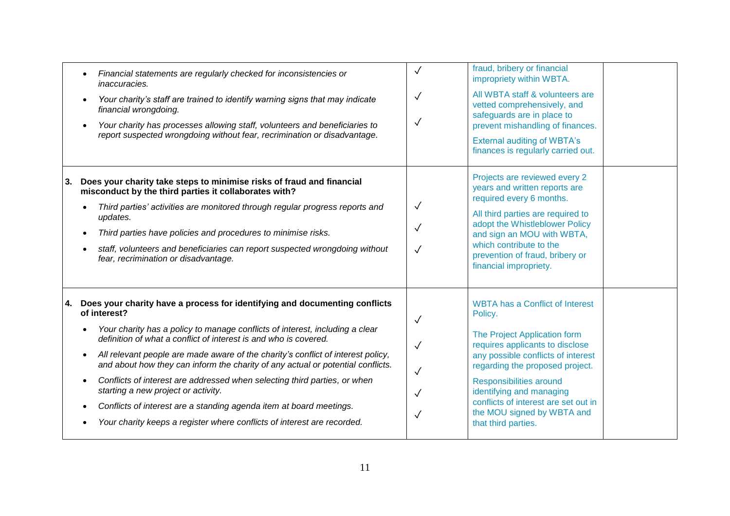| | | | |
|---|---|---|---|
| • *Financial statements are regularly checked for inconsistencies or inaccuracies.*<br>• *Your charity's staff are trained to identify warning signs that may indicate financial wrongdoing.*<br>• *Your charity has processes allowing staff, volunteers and beneficiaries to report suspected wrongdoing without fear, recrimination or disadvantage.* | ✓<br>✓<br>✓ | fraud, bribery or financial impropriety within WBTA.<br>All WBTA staff & volunteers are vetted comprehensively, and safeguards are in place to prevent mishandling of finances.<br>External auditing of WBTA's finances is regularly carried out. | |
| **3. Does your charity take steps to minimise risks of fraud and financial misconduct by the third parties it collaborates with?**<br>• *Third parties' activities are monitored through regular progress reports and updates.*<br>• *Third parties have policies and procedures to minimise risks.*<br>• *staff, volunteers and beneficiaries can report suspected wrongdoing without fear, recrimination or disadvantage.* | ✓<br>✓<br>✓ | Projects are reviewed every 2 years and written reports are required every 6 months.<br>All third parties are required to adopt the Whistleblower Policy and sign an MOU with WBTA, which contribute to the prevention of fraud, bribery or financial impropriety. | |
| **4. Does your charity have a process for identifying and documenting conflicts of interest?**<br>• *Your charity has a policy to manage conflicts of interest, including a clear definition of what a conflict of interest is and who is covered.*<br>• *All relevant people are made aware of the charity's conflict of interest policy, and about how they can inform the charity of any actual or potential conflicts.*<br>• *Conflicts of interest are addressed when selecting third parties, or when starting a new project or activity.*<br>• *Conflicts of interest are a standing agenda item at board meetings.*<br>• *Your charity keeps a register where conflicts of interest are recorded.* | ✓<br>✓<br>✓<br>✓<br>✓ | WBTA has a Conflict of Interest Policy.<br>The Project Application form requires applicants to disclose any possible conflicts of interest regarding the proposed project.<br>Responsibilities around identifying and managing conflicts of interest are set out in the MOU signed by WBTA and that third parties. | |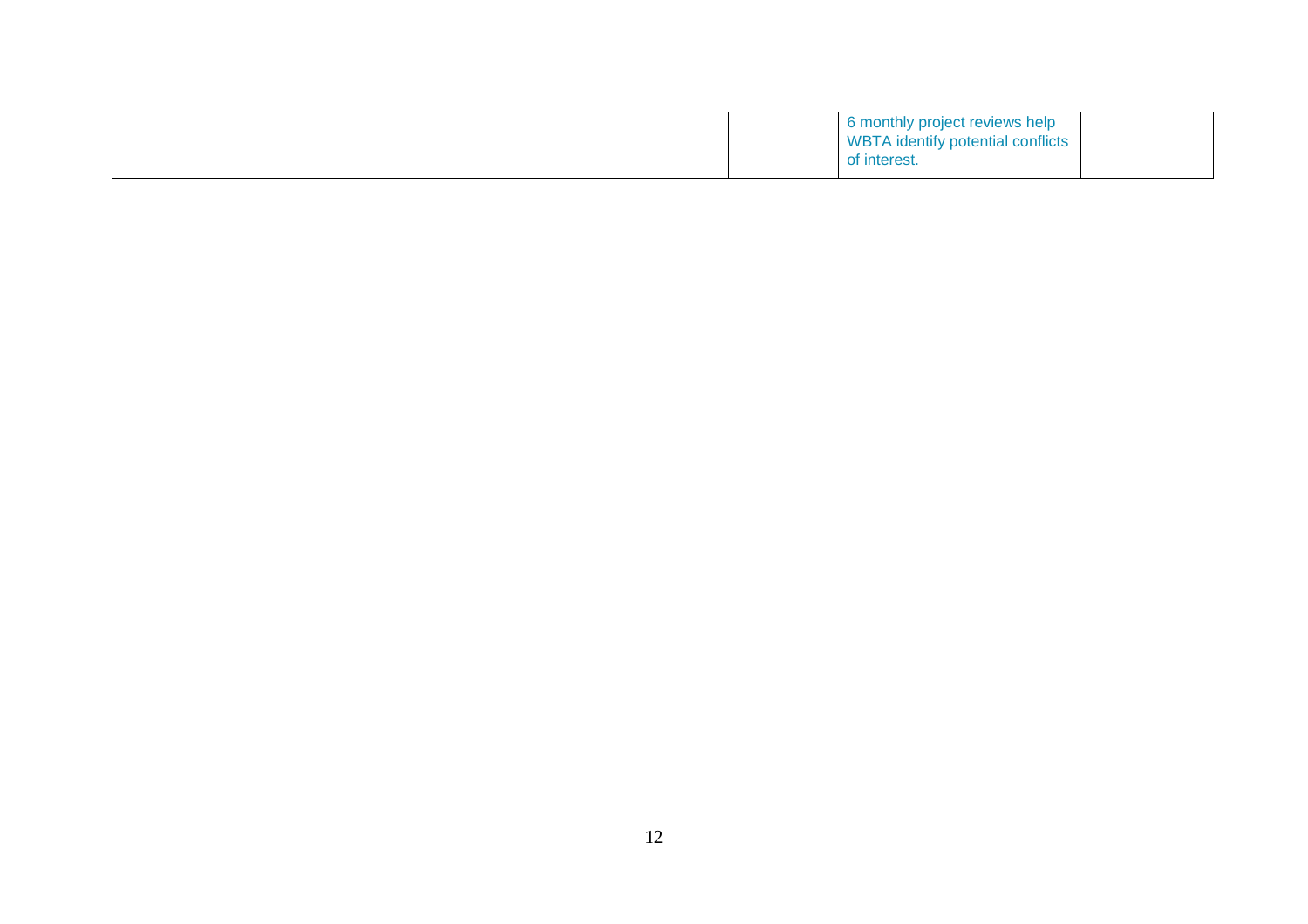| | | | |
|---|---|---|---|
| | | 6 monthly project reviews help WBTA identify potential conflicts of interest. | |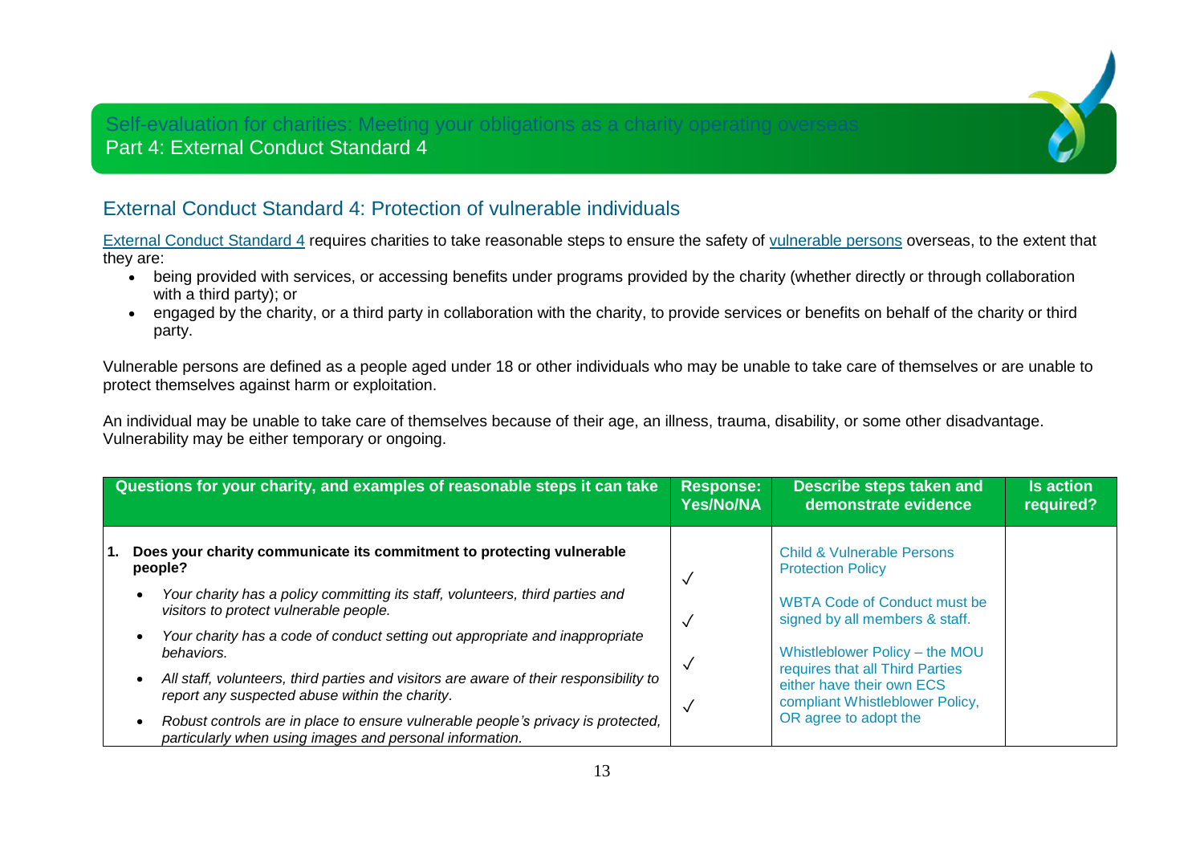Self-evaluation for charities: Meeting your obligations as a charity operating overseas
Part 4: External Conduct Standard 4

## External Conduct Standard 4: Protection of vulnerable individuals

External Conduct Standard 4 requires charities to take reasonable steps to ensure the safety of vulnerable persons overseas, to the extent that they are:

- being provided with services, or accessing benefits under programs provided by the charity (whether directly or through collaboration with a third party); or
- engaged by the charity, or a third party in collaboration with the charity, to provide services or benefits on behalf of the charity or third party.

Vulnerable persons are defined as a people aged under 18 or other individuals who may be unable to take care of themselves or are unable to protect themselves against harm or exploitation.

An individual may be unable to take care of themselves because of their age, an illness, trauma, disability, or some other disadvantage. Vulnerability may be either temporary or ongoing.

| Questions for your charity, and examples of reasonable steps it can take | Response: Yes/No/NA | Describe steps taken and demonstrate evidence | Is action required? |
|---|---|---|---|
| **1. Does your charity communicate its commitment to protecting vulnerable people?** | | | |
| • *Your charity has a policy committing its staff, volunteers, third parties and visitors to protect vulnerable people.* | ✓ | Child & Vulnerable Persons Protection Policy | |
| • *Your charity has a code of conduct setting out appropriate and inappropriate behaviors.* | ✓ | WBTA Code of Conduct must be signed by all members & staff. | |
| • *All staff, volunteers, third parties and visitors are aware of their responsibility to report any suspected abuse within the charity.* | ✓ | Whistleblower Policy – the MOU requires that all Third Parties either have their own ECS compliant Whistleblower Policy, OR agree to adopt the | |
| • *Robust controls are in place to ensure vulnerable people's privacy is protected, particularly when using images and personal information.* | ✓ | | |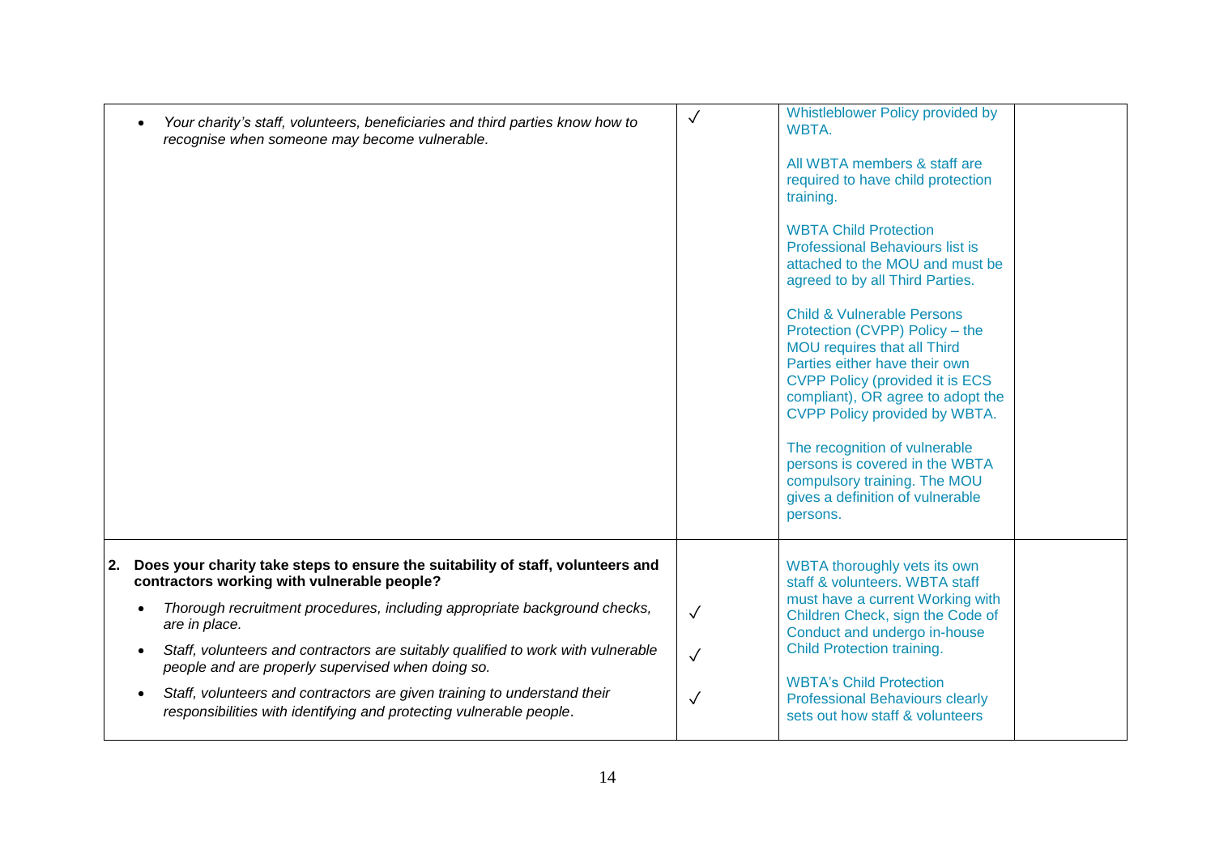| | | | |
|---|---|---|---|
| • *Your charity's staff, volunteers, beneficiaries and third parties know how to recognise when someone may become vulnerable.* | ✓ | Whistleblower Policy provided by WBTA.<br><br>All WBTA members & staff are required to have child protection training.<br><br>WBTA Child Protection Professional Behaviours list is attached to the MOU and must be agreed to by all Third Parties.<br><br>Child & Vulnerable Persons Protection (CVPP) Policy – the MOU requires that all Third Parties either have their own CVPP Policy (provided it is ECS compliant), OR agree to adopt the CVPP Policy provided by WBTA.<br><br>The recognition of vulnerable persons is covered in the WBTA compulsory training. The MOU gives a definition of vulnerable persons. | |
| **2. Does your charity take steps to ensure the suitability of staff, volunteers and contractors working with vulnerable people?**<br><br>• *Thorough recruitment procedures, including appropriate background checks, are in place.*<br><br>• *Staff, volunteers and contractors are suitably qualified to work with vulnerable people and are properly supervised when doing so.*<br><br>• *Staff, volunteers and contractors are given training to understand their responsibilities with identifying and protecting vulnerable people.* | <br><br>✓<br><br>✓<br><br>✓ | WBTA thoroughly vets its own staff & volunteers. WBTA staff must have a current Working with Children Check, sign the Code of Conduct and undergo in-house Child Protection training.<br><br>WBTA's Child Protection Professional Behaviours clearly sets out how staff & volunteers | |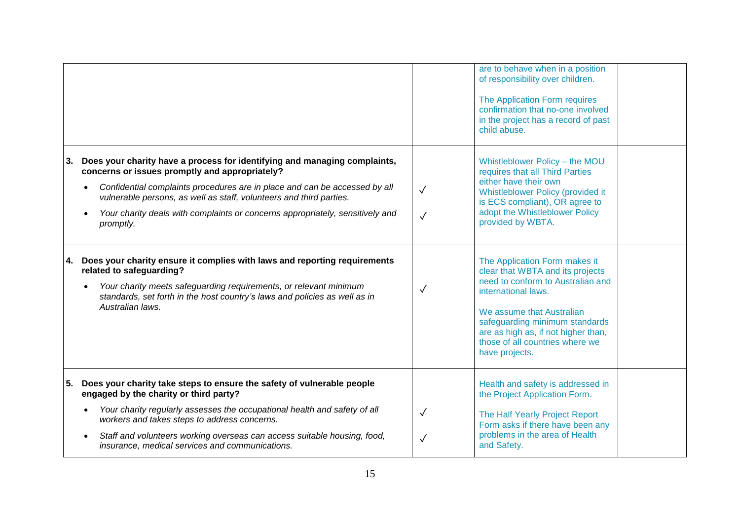| | | | |
|---|---|---|---|
| | | are to behave when in a position of responsibility over children.<br><br>The Application Form requires confirmation that no-one involved in the project has a record of past child abuse. | |
| **3. Does your charity have a process for identifying and managing complaints, concerns or issues promptly and appropriately?**<br>• *Confidential complaints procedures are in place and can be accessed by all vulnerable persons, as well as staff, volunteers and third parties.*<br>• *Your charity deals with complaints or concerns appropriately, sensitively and promptly.* | ✓<br><br>✓ | Whistleblower Policy – the MOU requires that all Third Parties either have their own Whistleblower Policy (provided it is ECS compliant), OR agree to adopt the Whistleblower Policy provided by WBTA. | |
| **4. Does your charity ensure it complies with laws and reporting requirements related to safeguarding?**<br>• *Your charity meets safeguarding requirements, or relevant minimum standards, set forth in the host country's laws and policies as well as in Australian laws.* | ✓ | The Application Form makes it clear that WBTA and its projects need to conform to Australian and international laws.<br><br>We assume that Australian safeguarding minimum standards are as high as, if not higher than, those of all countries where we have projects. | |
| **5. Does your charity take steps to ensure the safety of vulnerable people engaged by the charity or third party?**<br>• *Your charity regularly assesses the occupational health and safety of all workers and takes steps to address concerns.*<br>• *Staff and volunteers working overseas can access suitable housing, food, insurance, medical services and communications.* | ✓<br><br>✓ | Health and safety is addressed in the Project Application Form.<br><br>The Half Yearly Project Report Form asks if there have been any problems in the area of Health and Safety. | |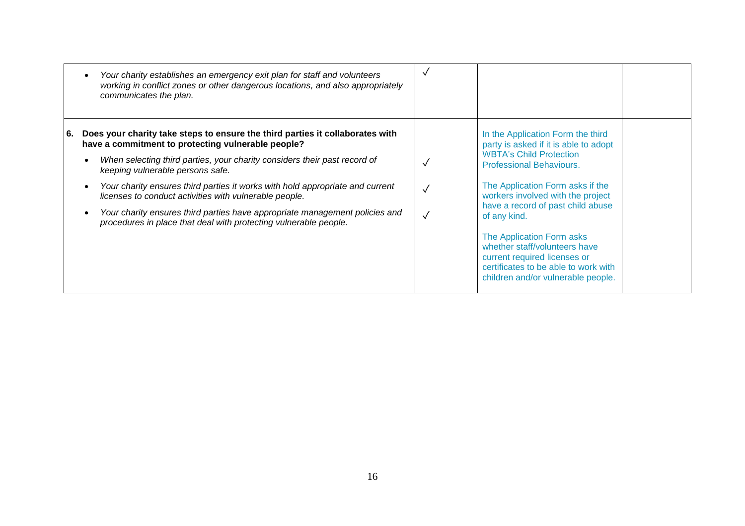| | | | |
|---|---|---|---|
| • *Your charity establishes an emergency exit plan for staff and volunteers working in conflict zones or other dangerous locations, and also appropriately communicates the plan.* | ✓ | | |
| **6. Does your charity take steps to ensure the third parties it collaborates with have a commitment to protecting vulnerable people?**<br>• *When selecting third parties, your charity considers their past record of keeping vulnerable persons safe.*<br>• *Your charity ensures third parties it works with hold appropriate and current licenses to conduct activities with vulnerable people.*<br>• *Your charity ensures third parties have appropriate management policies and procedures in place that deal with protecting vulnerable people.* | <br>✓<br>✓<br>✓ | In the Application Form the third party is asked if it is able to adopt WBTA's Child Protection Professional Behaviours.<br><br>The Application Form asks if the workers involved with the project have a record of past child abuse of any kind.<br><br>The Application Form asks whether staff/volunteers have current required licenses or certificates to be able to work with children and/or vulnerable people. | |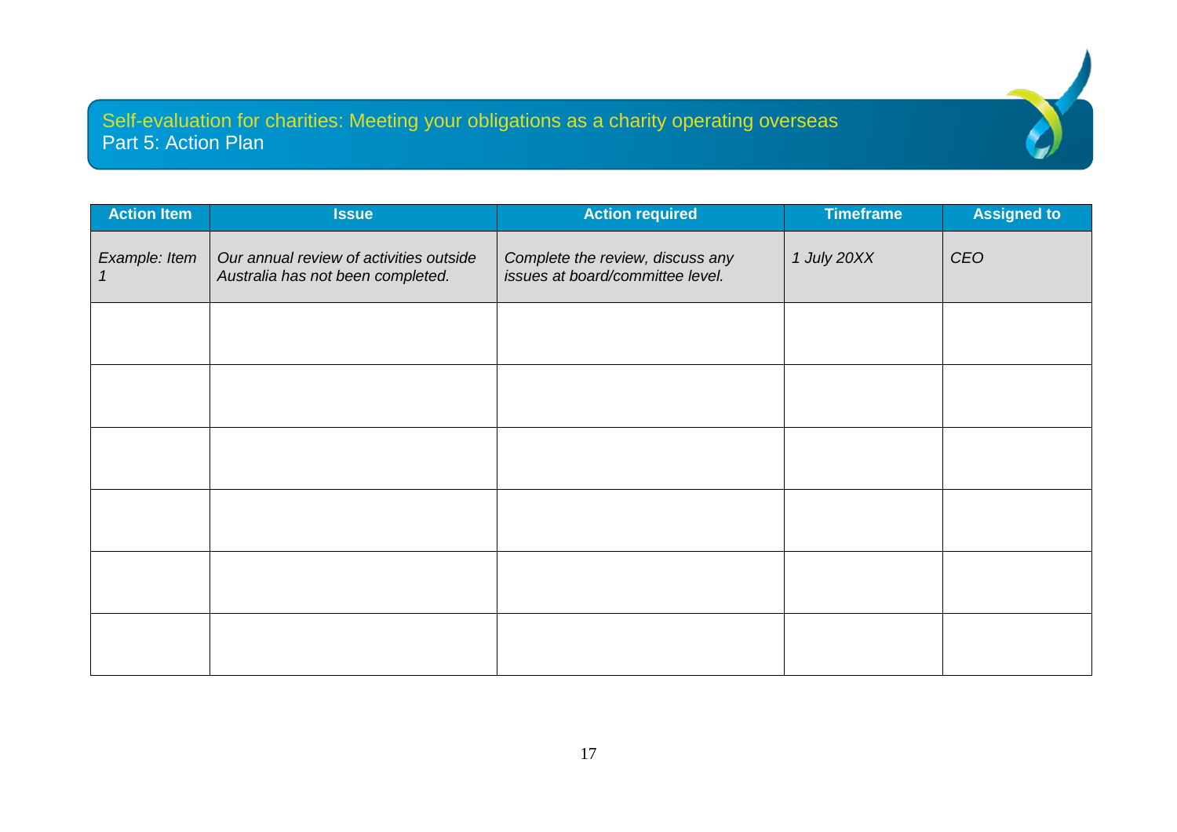# Self-evaluation for charities: Meeting your obligations as a charity operating overseas

## Part 5: Action Plan

| Action Item | Issue | Action required | Timeframe | Assigned to |
|---|---|---|---|---|
| *Example: Item 1* | *Our annual review of activities outside Australia has not been completed.* | *Complete the review, discuss any issues at board/committee level.* | *1 July 20XX* | *CEO* |
| | | | | |
| | | | | |
| | | | | |
| | | | | |
| | | | | |
| | | | | |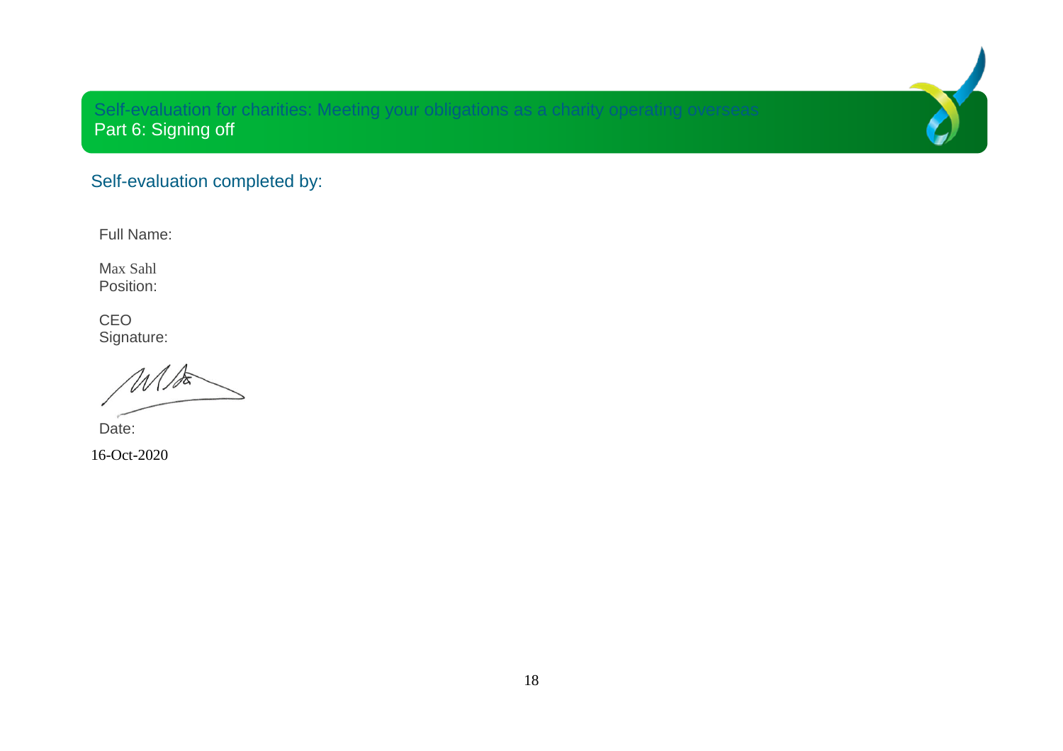Self-evaluation for charities: Meeting your obligations as a charity operating overseas

Part 6: Signing off

## Self-evaluation completed by:

Full Name:

Max Sahl

Position:

CEO

Signature:

Date:

16-Oct-2020